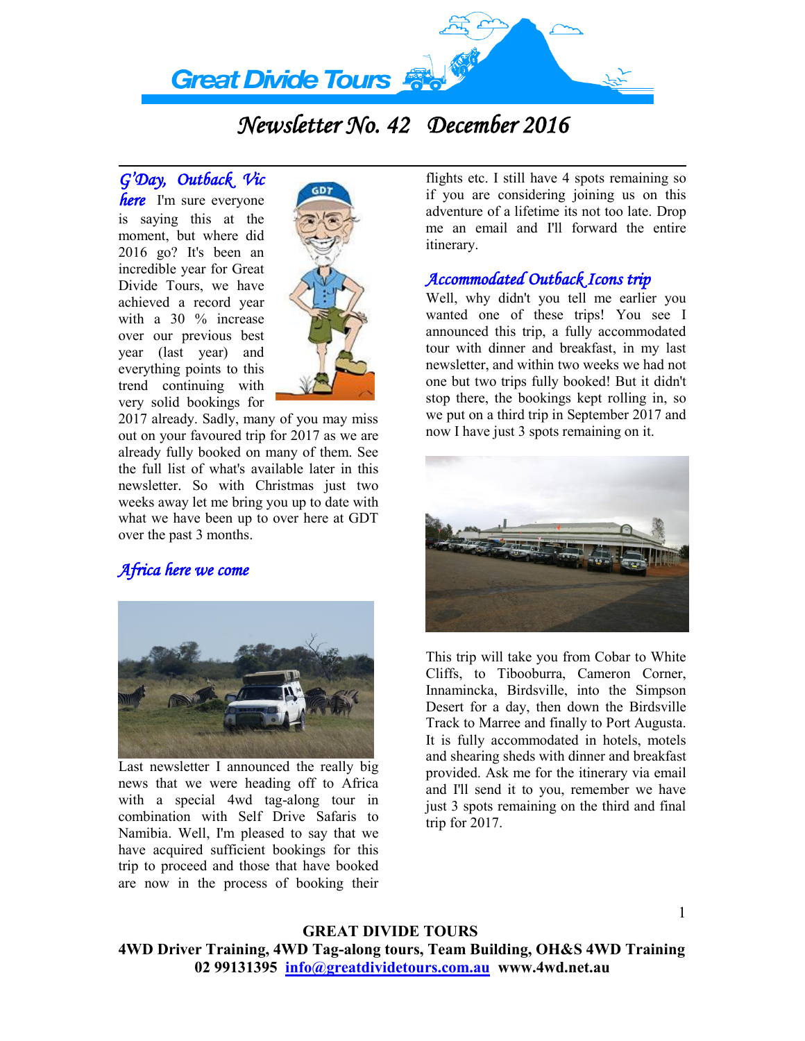# Great Divide Tours

## Newsletter No. 42 December 2016

### G'Day, Outback Vic here

I'm sure everyone is saying this at the moment, but where did 2016 go? It's been an incredible year for Great Divide Tours, we have achieved a record year with a 30 % increase over our previous best year (last year) and everything points to this trend continuing with very solid bookings for 2017 already. Sadly, many of you may miss out on your favoured trip for 2017 as we are already fully booked on many of them. See the full list of what's available later in this newsletter. So with Christmas just two weeks away let me bring you up to date with what we have been up to over here at GDT over the past 3 months.

### Africa here we come

Last newsletter I announced the really big news that we were heading off to Africa with a special 4wd tag-along tour in combination with Self Drive Safaris to Namibia. Well, I'm pleased to say that we have acquired sufficient bookings for this trip to proceed and those that have booked are now in the process of booking their flights etc. I still have 4 spots remaining so if you are considering joining us on this adventure of a lifetime its not too late. Drop me an email and I'll forward the entire itinerary.

### Accommodated Outback Icons trip

Well, why didn't you tell me earlier you wanted one of these trips! You see I announced this trip, a fully accommodated tour with dinner and breakfast, in my last newsletter, and within two weeks we had not one but two trips fully booked! But it didn't stop there, the bookings kept rolling in, so we put on a third trip in September 2017 and now I have just 3 spots remaining on it.

This trip will take you from Cobar to White Cliffs, to Tibooburra, Cameron Corner, Innamincka, Birdsville, into the Simpson Desert for a day, then down the Birdsville Track to Marree and finally to Port Augusta. It is fully accommodated in hotels, motels and shearing sheds with dinner and breakfast provided. Ask me for the itinerary via email and I'll send it to you, remember we have just 3 spots remaining on the third and final trip for 2017.

**GREAT DIVIDE TOURS**
**4WD Driver Training, 4WD Tag-along tours, Team Building, OH&S 4WD Training**
**02 99131395 info@greatdividetours.com.au www.4wd.net.au**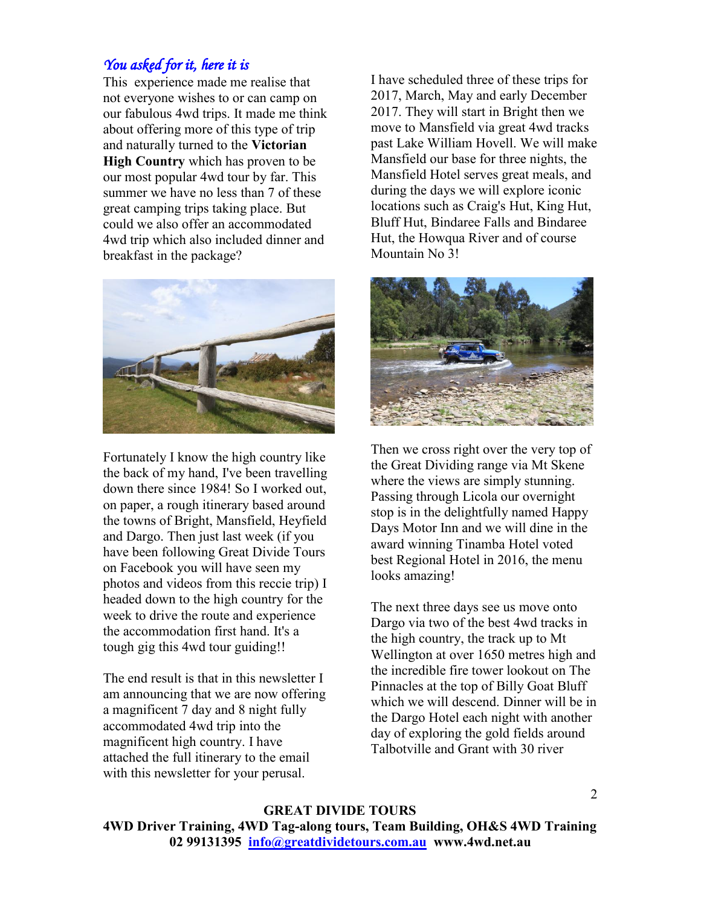*You asked for it, here it is*

This experience made me realise that not everyone wishes to or can camp on our fabulous 4wd trips. It made me think about offering more of this type of trip and naturally turned to the **Victorian High Country** which has proven to be our most popular 4wd tour by far. This summer we have no less than 7 of these great camping trips taking place. But could we also offer an accommodated 4wd trip which also included dinner and breakfast in the package?

Fortunately I know the high country like the back of my hand, I've been travelling down there since 1984! So I worked out, on paper, a rough itinerary based around the towns of Bright, Mansfield, Heyfield and Dargo. Then just last week (if you have been following Great Divide Tours on Facebook you will have seen my photos and videos from this reccie trip) I headed down to the high country for the week to drive the route and experience the accommodation first hand. It's a tough gig this 4wd tour guiding!!

The end result is that in this newsletter I am announcing that we are now offering a magnificent 7 day and 8 night fully accommodated 4wd trip into the magnificent high country. I have attached the full itinerary to the email with this newsletter for your perusal.

I have scheduled three of these trips for 2017, March, May and early December 2017. They will start in Bright then we move to Mansfield via great 4wd tracks past Lake William Hovell. We will make Mansfield our base for three nights, the Mansfield Hotel serves great meals, and during the days we will explore iconic locations such as Craig's Hut, King Hut, Bluff Hut, Bindaree Falls and Bindaree Hut, the Howqua River and of course Mountain No 3!

Then we cross right over the very top of the Great Dividing range via Mt Skene where the views are simply stunning. Passing through Licola our overnight stop is in the delightfully named Happy Days Motor Inn and we will dine in the award winning Tinamba Hotel voted best Regional Hotel in 2016, the menu looks amazing!

The next three days see us move onto Dargo via two of the best 4wd tracks in the high country, the track up to Mt Wellington at over 1650 metres high and the incredible fire tower lookout on The Pinnacles at the top of Billy Goat Bluff which we will descend. Dinner will be in the Dargo Hotel each night with another day of exploring the gold fields around Talbotville and Grant with 30 river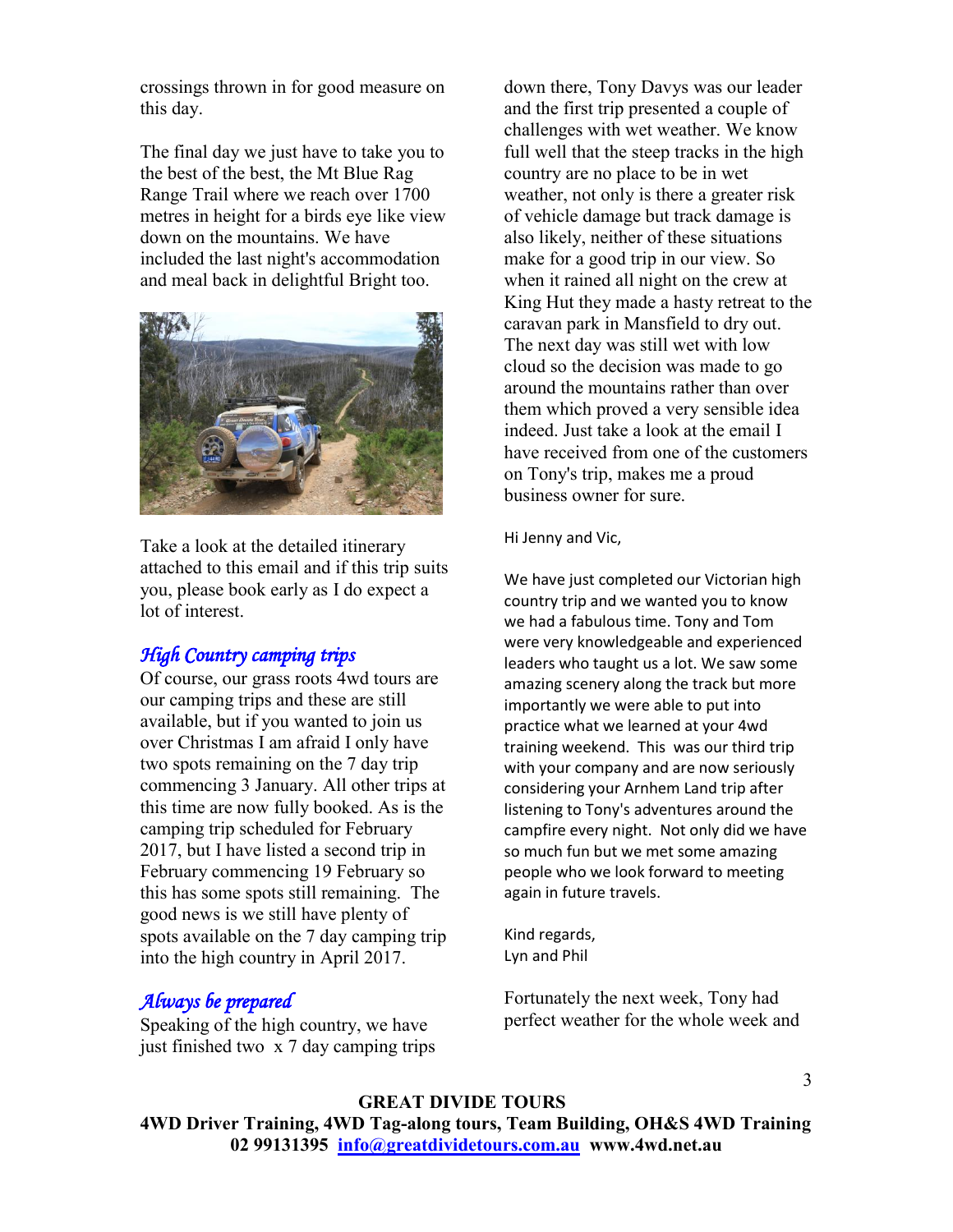crossings thrown in for good measure on this day.

The final day we just have to take you to the best of the best, the Mt Blue Rag Range Trail where we reach over 1700 metres in height for a birds eye like view down on the mountains. We have included the last night's accommodation and meal back in delightful Bright too.

Take a look at the detailed itinerary attached to this email and if this trip suits you, please book early as I do expect a lot of interest.

## *High Country camping trips*

Of course, our grass roots 4wd tours are our camping trips and these are still available, but if you wanted to join us over Christmas I am afraid I only have two spots remaining on the 7 day trip commencing 3 January. All other trips at this time are now fully booked. As is the camping trip scheduled for February 2017, but I have listed a second trip in February commencing 19 February so this has some spots still remaining. The good news is we still have plenty of spots available on the 7 day camping trip into the high country in April 2017.

## *Always be prepared*

Speaking of the high country, we have just finished two x 7 day camping trips down there, Tony Davys was our leader and the first trip presented a couple of challenges with wet weather. We know full well that the steep tracks in the high country are no place to be in wet weather, not only is there a greater risk of vehicle damage but track damage is also likely, neither of these situations make for a good trip in our view. So when it rained all night on the crew at King Hut they made a hasty retreat to the caravan park in Mansfield to dry out. The next day was still wet with low cloud so the decision was made to go around the mountains rather than over them which proved a very sensible idea indeed. Just take a look at the email I have received from one of the customers on Tony's trip, makes me a proud business owner for sure.

Hi Jenny and Vic,

We have just completed our Victorian high country trip and we wanted you to know we had a fabulous time. Tony and Tom were very knowledgeable and experienced leaders who taught us a lot. We saw some amazing scenery along the track but more importantly we were able to put into practice what we learned at your 4wd training weekend. This was our third trip with your company and are now seriously considering your Arnhem Land trip after listening to Tony's adventures around the campfire every night. Not only did we have so much fun but we met some amazing people who we look forward to meeting again in future travels.

Kind regards,
Lyn and Phil

Fortunately the next week, Tony had perfect weather for the whole week and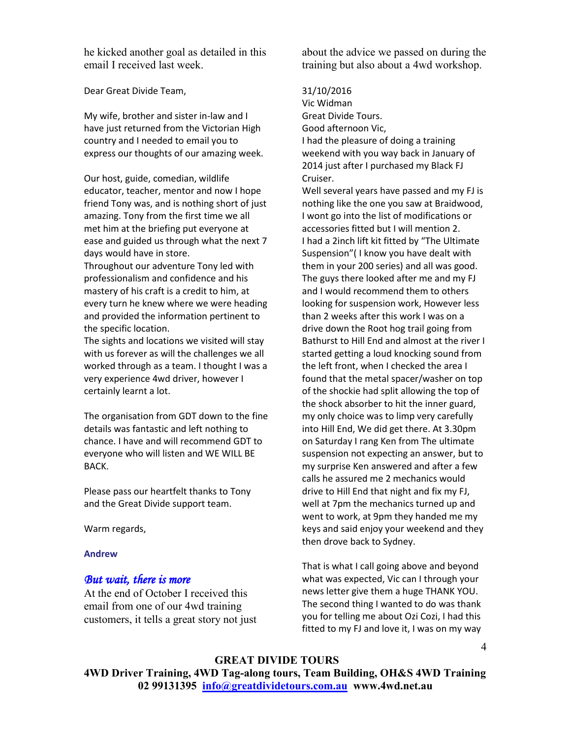he kicked another goal as detailed in this email I received last week.

Dear Great Divide Team,

My wife, brother and sister in-law and I have just returned from the Victorian High country and I needed to email you to express our thoughts of our amazing week.

Our host, guide, comedian, wildlife educator, teacher, mentor and now I hope friend Tony was, and is nothing short of just amazing. Tony from the first time we all met him at the briefing put everyone at ease and guided us through what the next 7 days would have in store.
Throughout our adventure Tony led with professionalism and confidence and his mastery of his craft is a credit to him, at every turn he knew where we were heading and provided the information pertinent to the specific location.
The sights and locations we visited will stay with us forever as will the challenges we all worked through as a team. I thought I was a very experience 4wd driver, however I certainly learnt a lot.

The organisation from GDT down to the fine details was fantastic and left nothing to chance. I have and will recommend GDT to everyone who will listen and WE WILL BE BACK.

Please pass our heartfelt thanks to Tony and the Great Divide support team.

Warm regards,

**Andrew**

### *But wait, there is more*

At the end of October I received this email from one of our 4wd training customers, it tells a great story not just about the advice we passed on during the training but also about a 4wd workshop.

31/10/2016
Vic Widman
Great Divide Tours.
Good afternoon Vic,
I had the pleasure of doing a training weekend with you way back in January of 2014 just after I purchased my Black FJ Cruiser.
Well several years have passed and my FJ is nothing like the one you saw at Braidwood, I wont go into the list of modifications or accessories fitted but I will mention 2.
I had a 2inch lift kit fitted by "The Ultimate Suspension"( I know you have dealt with them in your 200 series) and all was good. The guys there looked after me and my FJ and I would recommend them to others looking for suspension work, However less than 2 weeks after this work I was on a drive down the Root hog trail going from Bathurst to Hill End and almost at the river I started getting a loud knocking sound from the left front, when I checked the area I found that the metal spacer/washer on top of the shockie had split allowing the top of the shock absorber to hit the inner guard, my only choice was to limp very carefully into Hill End, We did get there. At 3.30pm on Saturday I rang Ken from The ultimate suspension not expecting an answer, but to my surprise Ken answered and after a few calls he assured me 2 mechanics would drive to Hill End that night and fix my FJ, well at 7pm the mechanics turned up and went to work, at 9pm they handed me my keys and said enjoy your weekend and they then drove back to Sydney.

That is what I call going above and beyond what was expected, Vic can I through your news letter give them a huge THANK YOU.
The second thing I wanted to do was thank you for telling me about Ozi Cozi, I had this fitted to my FJ and love it, I was on my way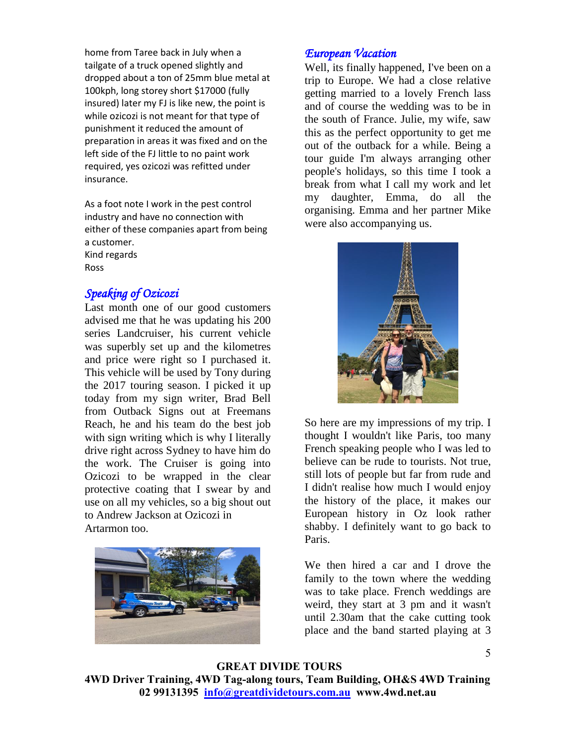home from Taree back in July when a tailgate of a truck opened slightly and dropped about a ton of 25mm blue metal at 100kph, long storey short $17000 (fully insured) later my FJ is like new, the point is while ozicozi is not meant for that type of punishment it reduced the amount of preparation in areas it was fixed and on the left side of the FJ little to no paint work required, yes ozicozi was refitted under insurance.

As a foot note I work in the pest control industry and have no connection with either of these companies apart from being a customer.
Kind regards
Ross

## *Speaking of Ozicozi*

Last month one of our good customers advised me that he was updating his 200 series Landcruiser, his current vehicle was superbly set up and the kilometres and price were right so I purchased it. This vehicle will be used by Tony during the 2017 touring season. I picked it up today from my sign writer, Brad Bell from Outback Signs out at Freemans Reach, he and his team do the best job with sign writing which is why I literally drive right across Sydney to have him do the work. The Cruiser is going into Ozicozi to be wrapped in the clear protective coating that I swear by and use on all my vehicles, so a big shout out to Andrew Jackson at Ozicozi in Artarmon too.

## *European Vacation*

Well, its finally happened, I've been on a trip to Europe. We had a close relative getting married to a lovely French lass and of course the wedding was to be in the south of France. Julie, my wife, saw this as the perfect opportunity to get me out of the outback for a while. Being a tour guide I'm always arranging other people's holidays, so this time I took a break from what I call my work and let my daughter, Emma, do all the organising. Emma and her partner Mike were also accompanying us.

So here are my impressions of my trip. I thought I wouldn't like Paris, too many French speaking people who I was led to believe can be rude to tourists. Not true, still lots of people but far from rude and I didn't realise how much I would enjoy the history of the place, it makes our European history in Oz look rather shabby. I definitely want to go back to Paris.

We then hired a car and I drove the family to the town where the wedding was to take place. French weddings are weird, they start at 3 pm and it wasn't until 2.30am that the cake cutting took place and the band started playing at 3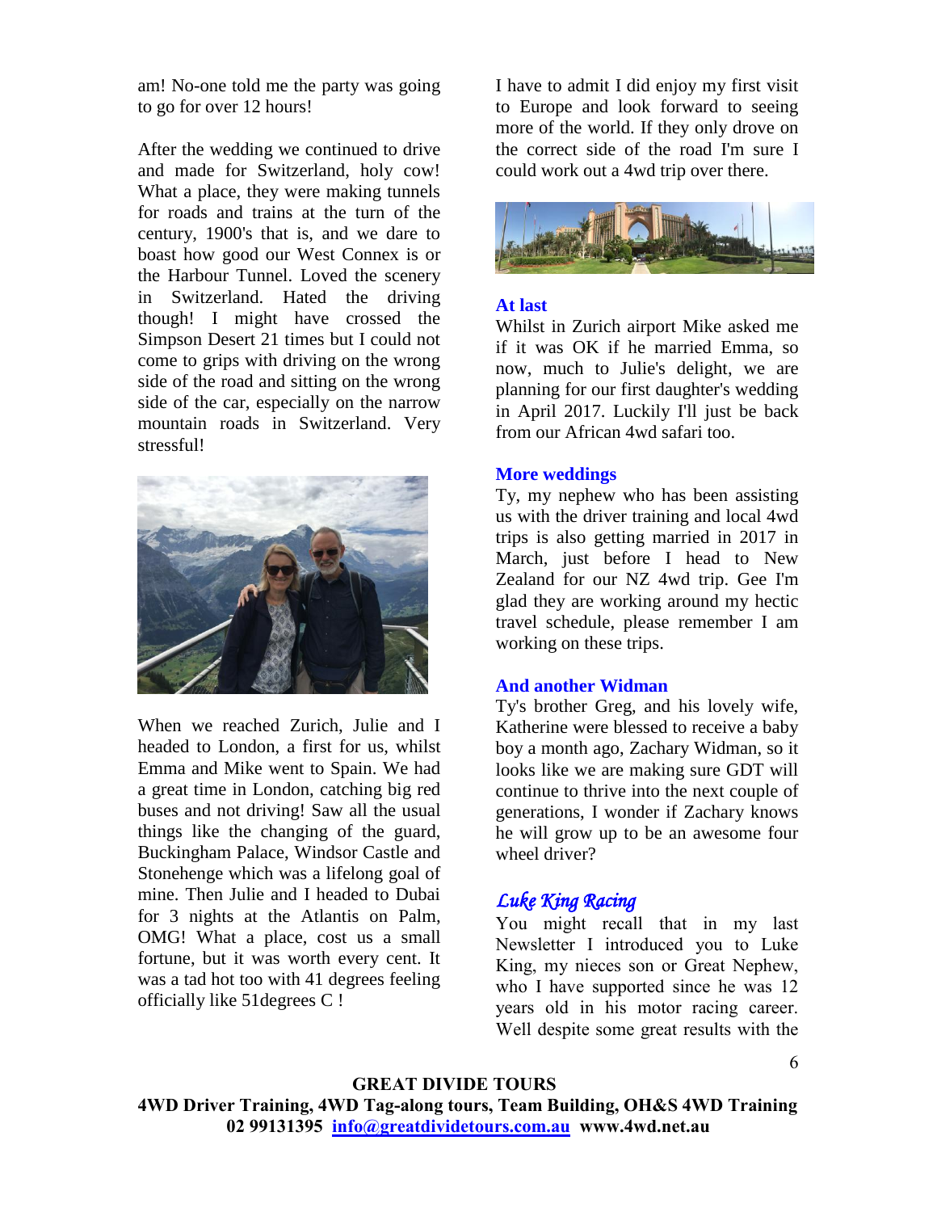am! No-one told me the party was going to go for over 12 hours!

After the wedding we continued to drive and made for Switzerland, holy cow! What a place, they were making tunnels for roads and trains at the turn of the century, 1900's that is, and we dare to boast how good our West Connex is or the Harbour Tunnel. Loved the scenery in Switzerland. Hated the driving though! I might have crossed the Simpson Desert 21 times but I could not come to grips with driving on the wrong side of the road and sitting on the wrong side of the car, especially on the narrow mountain roads in Switzerland. Very stressful!

When we reached Zurich, Julie and I headed to London, a first for us, whilst Emma and Mike went to Spain. We had a great time in London, catching big red buses and not driving! Saw all the usual things like the changing of the guard, Buckingham Palace, Windsor Castle and Stonehenge which was a lifelong goal of mine. Then Julie and I headed to Dubai for 3 nights at the Atlantis on Palm, OMG! What a place, cost us a small fortune, but it was worth every cent. It was a tad hot too with 41 degrees feeling officially like 51degrees C !

I have to admit I did enjoy my first visit to Europe and look forward to seeing more of the world. If they only drove on the correct side of the road I'm sure I could work out a 4wd trip over there.

## At last

Whilst in Zurich airport Mike asked me if it was OK if he married Emma, so now, much to Julie's delight, we are planning for our first daughter's wedding in April 2017. Luckily I'll just be back from our African 4wd safari too.

## More weddings

Ty, my nephew who has been assisting us with the driver training and local 4wd trips is also getting married in 2017 in March, just before I head to New Zealand for our NZ 4wd trip. Gee I'm glad they are working around my hectic travel schedule, please remember I am working on these trips.

## And another Widman

Ty's brother Greg, and his lovely wife, Katherine were blessed to receive a baby boy a month ago, Zachary Widman, so it looks like we are making sure GDT will continue to thrive into the next couple of generations, I wonder if Zachary knows he will grow up to be an awesome four wheel driver?

## *Luke King Racing*

You might recall that in my last Newsletter I introduced you to Luke King, my nieces son or Great Nephew, who I have supported since he was 12 years old in his motor racing career. Well despite some great results with the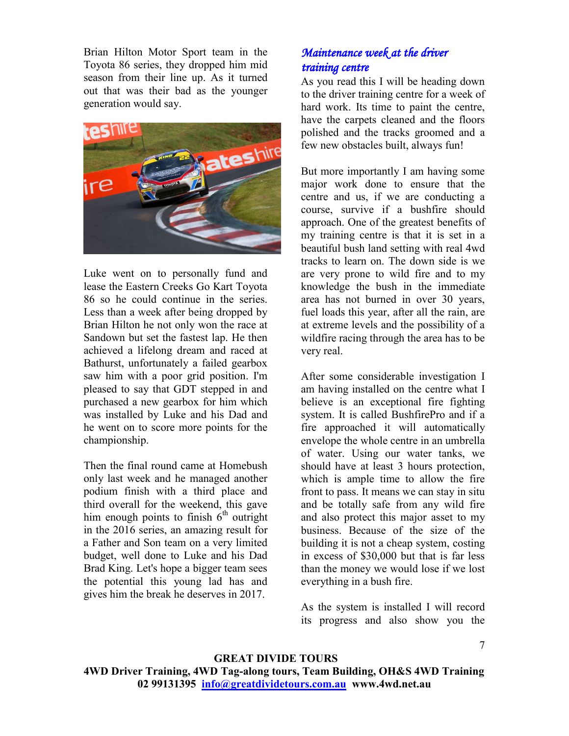Brian Hilton Motor Sport team in the Toyota 86 series, they dropped him mid season from their line up. As it turned out that was their bad as the younger generation would say.

Luke went on to personally fund and lease the Eastern Creeks Go Kart Toyota 86 so he could continue in the series. Less than a week after being dropped by Brian Hilton he not only won the race at Sandown but set the fastest lap. He then achieved a lifelong dream and raced at Bathurst, unfortunately a failed gearbox saw him with a poor grid position. I'm pleased to say that GDT stepped in and purchased a new gearbox for him which was installed by Luke and his Dad and he went on to score more points for the championship.

Then the final round came at Homebush only last week and he managed another podium finish with a third place and third overall for the weekend, this gave him enough points to finish 6th outright in the 2016 series, an amazing result for a Father and Son team on a very limited budget, well done to Luke and his Dad Brad King. Let's hope a bigger team sees the potential this young lad has and gives him the break he deserves in 2017.

## *Maintenance week at the driver training centre*

As you read this I will be heading down to the driver training centre for a week of hard work. Its time to paint the centre, have the carpets cleaned and the floors polished and the tracks groomed and a few new obstacles built, always fun!

But more importantly I am having some major work done to ensure that the centre and us, if we are conducting a course, survive if a bushfire should approach. One of the greatest benefits of my training centre is that it is set in a beautiful bush land setting with real 4wd tracks to learn on. The down side is we are very prone to wild fire and to my knowledge the bush in the immediate area has not burned in over 30 years, fuel loads this year, after all the rain, are at extreme levels and the possibility of a wildfire racing through the area has to be very real.

After some considerable investigation I am having installed on the centre what I believe is an exceptional fire fighting system. It is called BushfirePro and if a fire approached it will automatically envelope the whole centre in an umbrella of water. Using our water tanks, we should have at least 3 hours protection, which is ample time to allow the fire front to pass. It means we can stay in situ and be totally safe from any wild fire and also protect this major asset to my business. Because of the size of the building it is not a cheap system, costing in excess of $30,000 but that is far less than the money we would lose if we lost everything in a bush fire.

As the system is installed I will record its progress and also show you the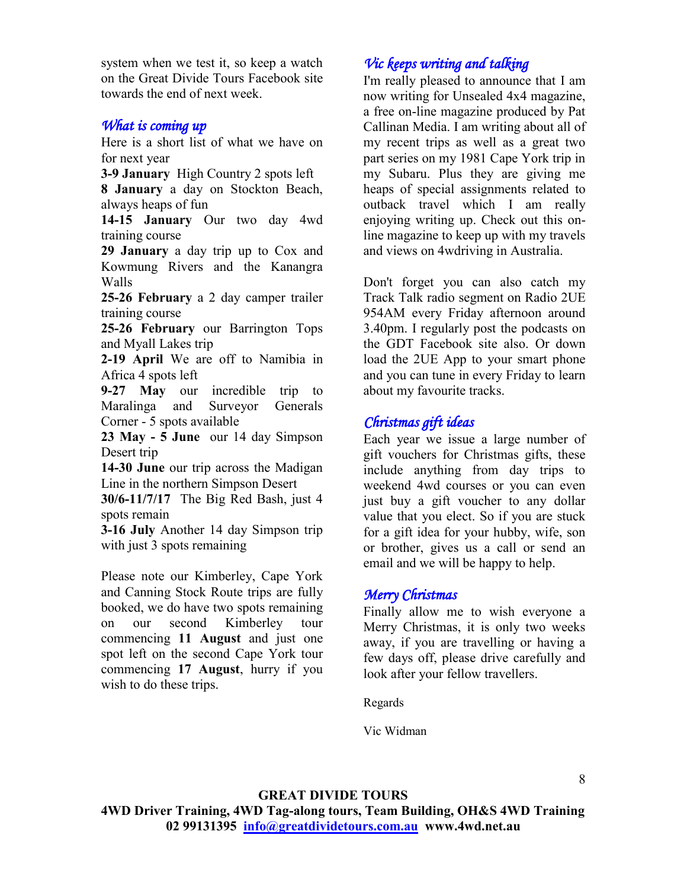system when we test it, so keep a watch on the Great Divide Tours Facebook site towards the end of next week.

## *What is coming up*

Here is a short list of what we have on for next year

**3-9 January** High Country 2 spots left

**8 January** a day on Stockton Beach, always heaps of fun

**14-15 January** Our two day 4wd training course

**29 January** a day trip up to Cox and Kowmung Rivers and the Kanangra Walls

**25-26 February** a 2 day camper trailer training course

**25-26 February** our Barrington Tops and Myall Lakes trip

**2-19 April** We are off to Namibia in Africa 4 spots left

**9-27 May** our incredible trip to Maralinga and Surveyor Generals Corner - 5 spots available

**23 May - 5 June** our 14 day Simpson Desert trip

**14-30 June** our trip across the Madigan Line in the northern Simpson Desert

**30/6-11/7/17** The Big Red Bash, just 4 spots remain

**3-16 July** Another 14 day Simpson trip with just 3 spots remaining

Please note our Kimberley, Cape York and Canning Stock Route trips are fully booked, we do have two spots remaining on our second Kimberley tour commencing **11 August** and just one spot left on the second Cape York tour commencing **17 August**, hurry if you wish to do these trips.

## *Vic keeps writing and talking*

I'm really pleased to announce that I am now writing for Unsealed 4x4 magazine, a free on-line magazine produced by Pat Callinan Media. I am writing about all of my recent trips as well as a great two part series on my 1981 Cape York trip in my Subaru. Plus they are giving me heaps of special assignments related to outback travel which I am really enjoying writing up. Check out this on-line magazine to keep up with my travels and views on 4wdriving in Australia.

Don't forget you can also catch my Track Talk radio segment on Radio 2UE 954AM every Friday afternoon around 3.40pm. I regularly post the podcasts on the GDT Facebook site also. Or down load the 2UE App to your smart phone and you can tune in every Friday to learn about my favourite tracks.

## *Christmas gift ideas*

Each year we issue a large number of gift vouchers for Christmas gifts, these include anything from day trips to weekend 4wd courses or you can even just buy a gift voucher to any dollar value that you elect. So if you are stuck for a gift idea for your hubby, wife, son or brother, gives us a call or send an email and we will be happy to help.

## *Merry Christmas*

Finally allow me to wish everyone a Merry Christmas, it is only two weeks away, if you are travelling or having a few days off, please drive carefully and look after your fellow travellers.

Regards

Vic Widman

**GREAT DIVIDE TOURS**
**4WD Driver Training, 4WD Tag-along tours, Team Building, OH&S 4WD Training**
**02 99131395 info@greatdividetours.com.au www.4wd.net.au**